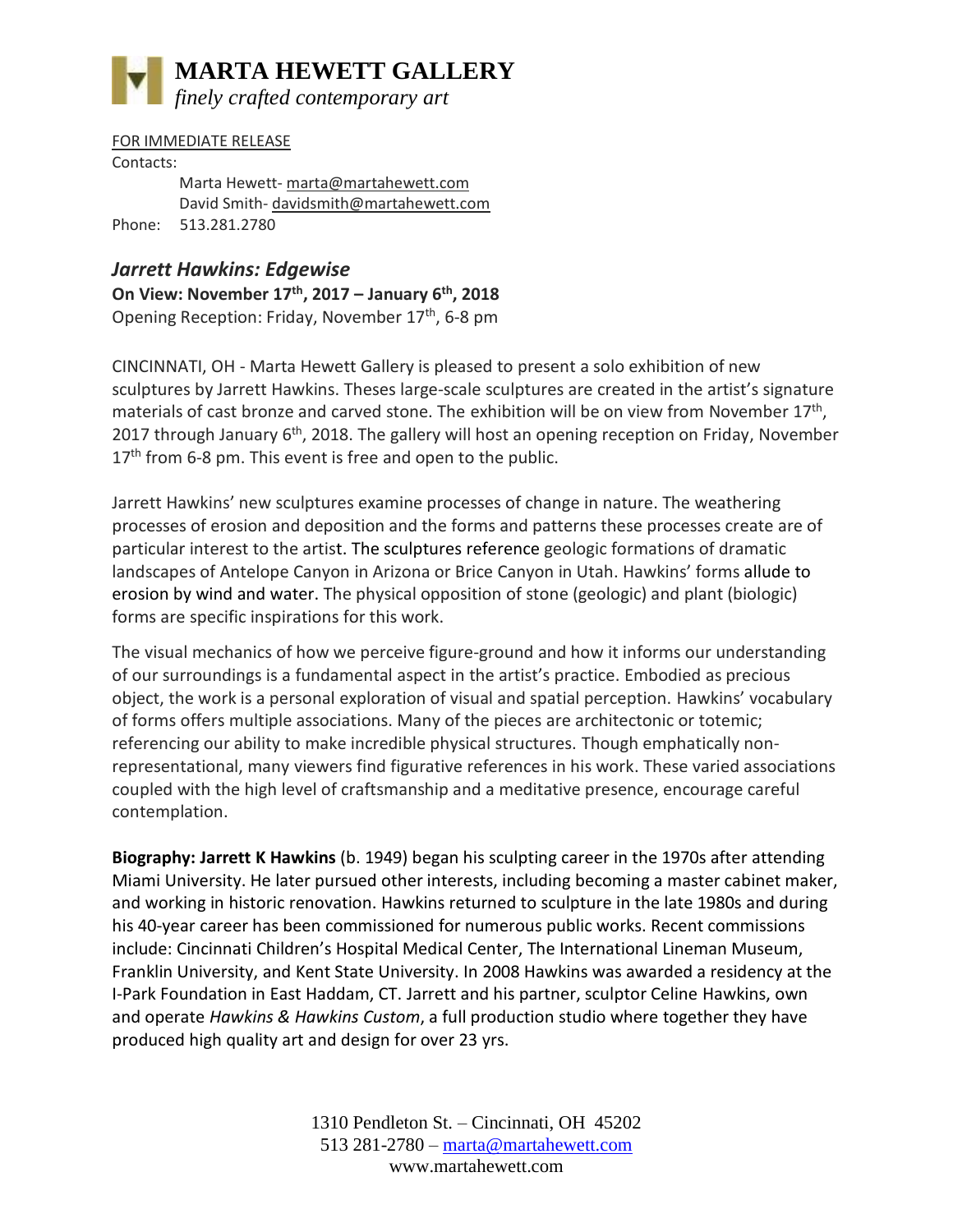# MARTA HEWETT GALLERY

*finely crafted contemporary art*

FOR IMMEDIATE RELEASE

Contacts:

Marta Hewett- marta@martahewett.com
David Smith- davidsmith@martahewett.com

Phone: 513.281.2780

## *Jarrett Hawkins: Edgewise*

**On View: November 17th, 2017 – January 6th, 2018**

Opening Reception: Friday, November 17th, 6-8 pm

CINCINNATI, OH - Marta Hewett Gallery is pleased to present a solo exhibition of new sculptures by Jarrett Hawkins. Theses large-scale sculptures are created in the artist's signature materials of cast bronze and carved stone. The exhibition will be on view from November 17th, 2017 through January 6th, 2018. The gallery will host an opening reception on Friday, November 17th from 6-8 pm. This event is free and open to the public.

Jarrett Hawkins' new sculptures examine processes of change in nature. The weathering processes of erosion and deposition and the forms and patterns these processes create are of particular interest to the artist. The sculptures reference geologic formations of dramatic landscapes of Antelope Canyon in Arizona or Brice Canyon in Utah. Hawkins' forms allude to erosion by wind and water. The physical opposition of stone (geologic) and plant (biologic) forms are specific inspirations for this work.

The visual mechanics of how we perceive figure-ground and how it informs our understanding of our surroundings is a fundamental aspect in the artist's practice. Embodied as precious object, the work is a personal exploration of visual and spatial perception. Hawkins' vocabulary of forms offers multiple associations. Many of the pieces are architectonic or totemic; referencing our ability to make incredible physical structures. Though emphatically non-representational, many viewers find figurative references in his work. These varied associations coupled with the high level of craftsmanship and a meditative presence, encourage careful contemplation.

**Biography: Jarrett K Hawkins** (b. 1949) began his sculpting career in the 1970s after attending Miami University. He later pursued other interests, including becoming a master cabinet maker, and working in historic renovation. Hawkins returned to sculpture in the late 1980s and during his 40-year career has been commissioned for numerous public works. Recent commissions include: Cincinnati Children's Hospital Medical Center, The International Lineman Museum, Franklin University, and Kent State University. In 2008 Hawkins was awarded a residency at the I-Park Foundation in East Haddam, CT. Jarrett and his partner, sculptor Celine Hawkins, own and operate *Hawkins & Hawkins Custom*, a full production studio where together they have produced high quality art and design for over 23 yrs.

1310 Pendleton St. – Cincinnati, OH 45202
513 281-2780 – marta@martahewett.com
www.martahewett.com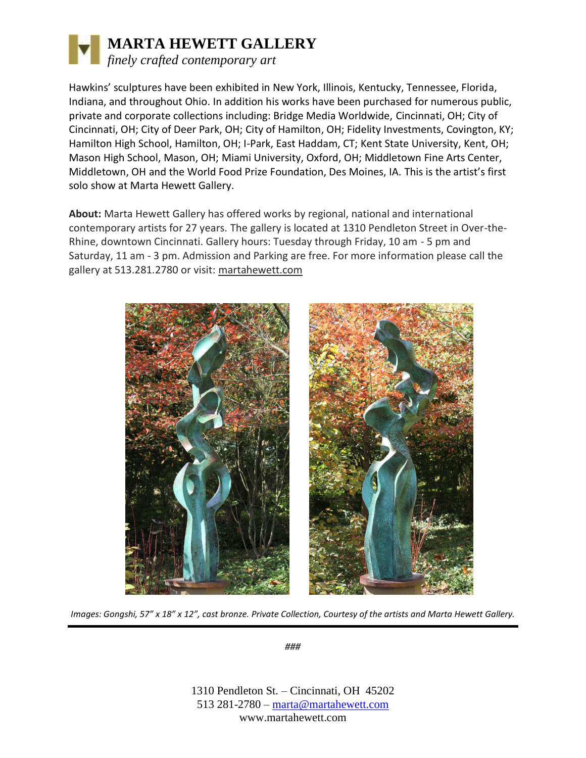# MARTA HEWETT GALLERY

*finely crafted contemporary art*

Hawkins' sculptures have been exhibited in New York, Illinois, Kentucky, Tennessee, Florida, Indiana, and throughout Ohio. In addition his works have been purchased for numerous public, private and corporate collections including: Bridge Media Worldwide, Cincinnati, OH; City of Cincinnati, OH; City of Deer Park, OH; City of Hamilton, OH; Fidelity Investments, Covington, KY; Hamilton High School, Hamilton, OH; I-Park, East Haddam, CT; Kent State University, Kent, OH; Mason High School, Mason, OH; Miami University, Oxford, OH; Middletown Fine Arts Center, Middletown, OH and the World Food Prize Foundation, Des Moines, IA. This is the artist's first solo show at Marta Hewett Gallery.

**About:** Marta Hewett Gallery has offered works by regional, national and international contemporary artists for 27 years. The gallery is located at 1310 Pendleton Street in Over-the-Rhine, downtown Cincinnati. Gallery hours: Tuesday through Friday, 10 am - 5 pm and Saturday, 11 am - 3 pm. Admission and Parking are free. For more information please call the gallery at 513.281.2780 or visit: martahewett.com

*Images: Gongshi, 57" x 18" x 12", cast bronze. Private Collection, Courtesy of the artists and Marta Hewett Gallery.*

***###***

1310 Pendleton St. – Cincinnati, OH 45202
513 281-2780 – marta@martahewett.com
www.martahewett.com